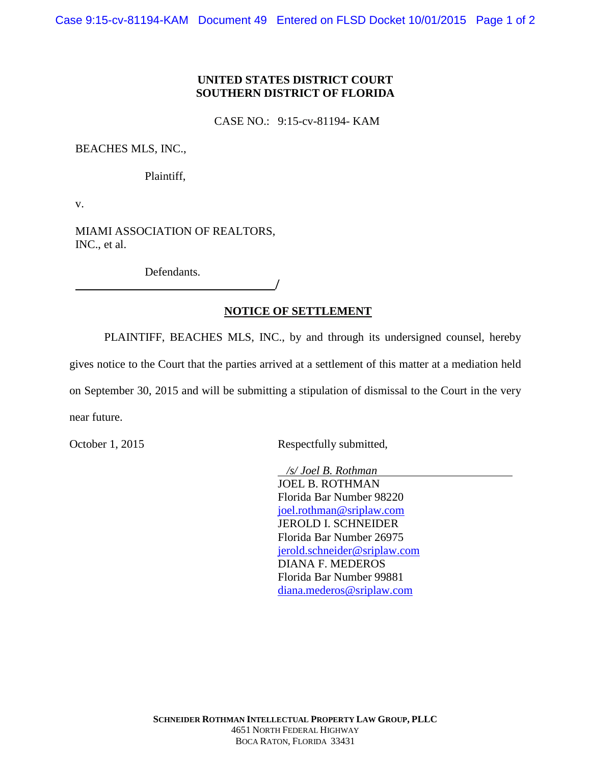**UNITED STATES DISTRICT COURT**
**SOUTHERN DISTRICT OF FLORIDA**

CASE NO.: 9:15-cv-81194- KAM

BEACHES MLS, INC.,

Plaintiff,

v.

MIAMI ASSOCIATION OF REALTORS, INC., et al.

Defendants.
_______________________________/

## NOTICE OF SETTLEMENT

PLAINTIFF, BEACHES MLS, INC., by and through its undersigned counsel, hereby gives notice to the Court that the parties arrived at a settlement of this matter at a mediation held on September 30, 2015 and will be submitting a stipulation of dismissal to the Court in the very near future.

October 1, 2015

Respectfully submitted,

*/s/ Joel B. Rothman*
JOEL B. ROTHMAN
Florida Bar Number 98220
joel.rothman@sriplaw.com
JEROLD I. SCHNEIDER
Florida Bar Number 26975
jerold.schneider@sriplaw.com
DIANA F. MEDEROS
Florida Bar Number 99881
diana.mederos@sriplaw.com

**SCHNEIDER ROTHMAN INTELLECTUAL PROPERTY LAW GROUP, PLLC**
4651 NORTH FEDERAL HIGHWAY
BOCA RATON, FLORIDA 33431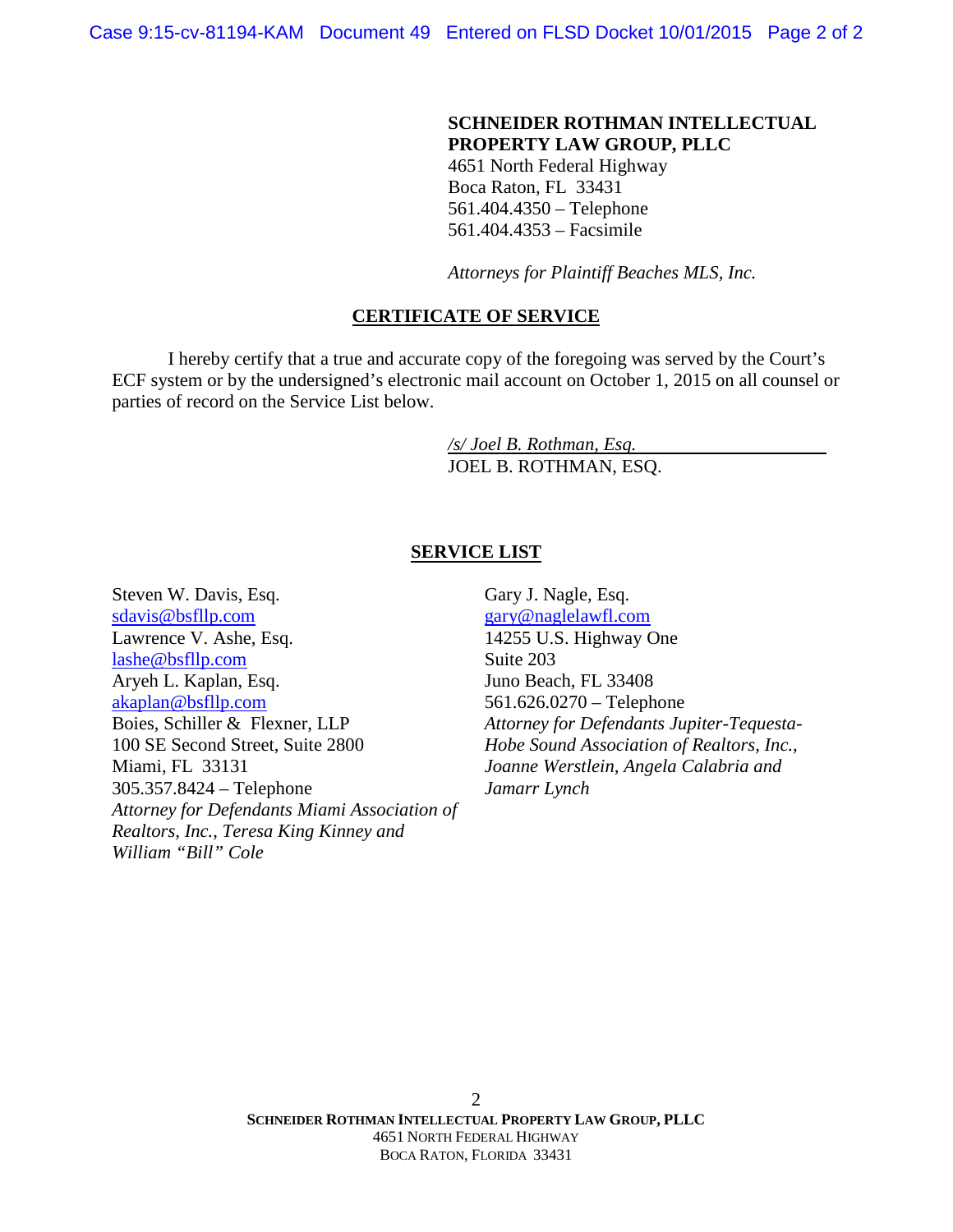**SCHNEIDER ROTHMAN INTELLECTUAL PROPERTY LAW GROUP, PLLC**
4651 North Federal Highway
Boca Raton, FL 33431
561.404.4350 – Telephone
561.404.4353 – Facsimile

*Attorneys for Plaintiff Beaches MLS, Inc.*

## CERTIFICATE OF SERVICE

I hereby certify that a true and accurate copy of the foregoing was served by the Court's ECF system or by the undersigned's electronic mail account on October 1, 2015 on all counsel or parties of record on the Service List below.

*/s/ Joel B. Rothman, Esq.*
JOEL B. ROTHMAN, ESQ.

## SERVICE LIST

Steven W. Davis, Esq.
sdavis@bsfllp.com
Lawrence V. Ashe, Esq.
lashe@bsfllp.com
Aryeh L. Kaplan, Esq.
akaplan@bsfllp.com
Boies, Schiller & Flexner, LLP
100 SE Second Street, Suite 2800
Miami, FL 33131
305.357.8424 – Telephone
*Attorney for Defendants Miami Association of Realtors, Inc., Teresa King Kinney and William "Bill" Cole*

Gary J. Nagle, Esq.
gary@naglelawfl.com
14255 U.S. Highway One
Suite 203
Juno Beach, FL 33408
561.626.0270 – Telephone
*Attorney for Defendants Jupiter-Tequesta-Hobe Sound Association of Realtors, Inc., Joanne Werstlein, Angela Calabria and Jamarr Lynch*

**SCHNEIDER ROTHMAN INTELLECTUAL PROPERTY LAW GROUP, PLLC**
4651 NORTH FEDERAL HIGHWAY
BOCA RATON, FLORIDA 33431